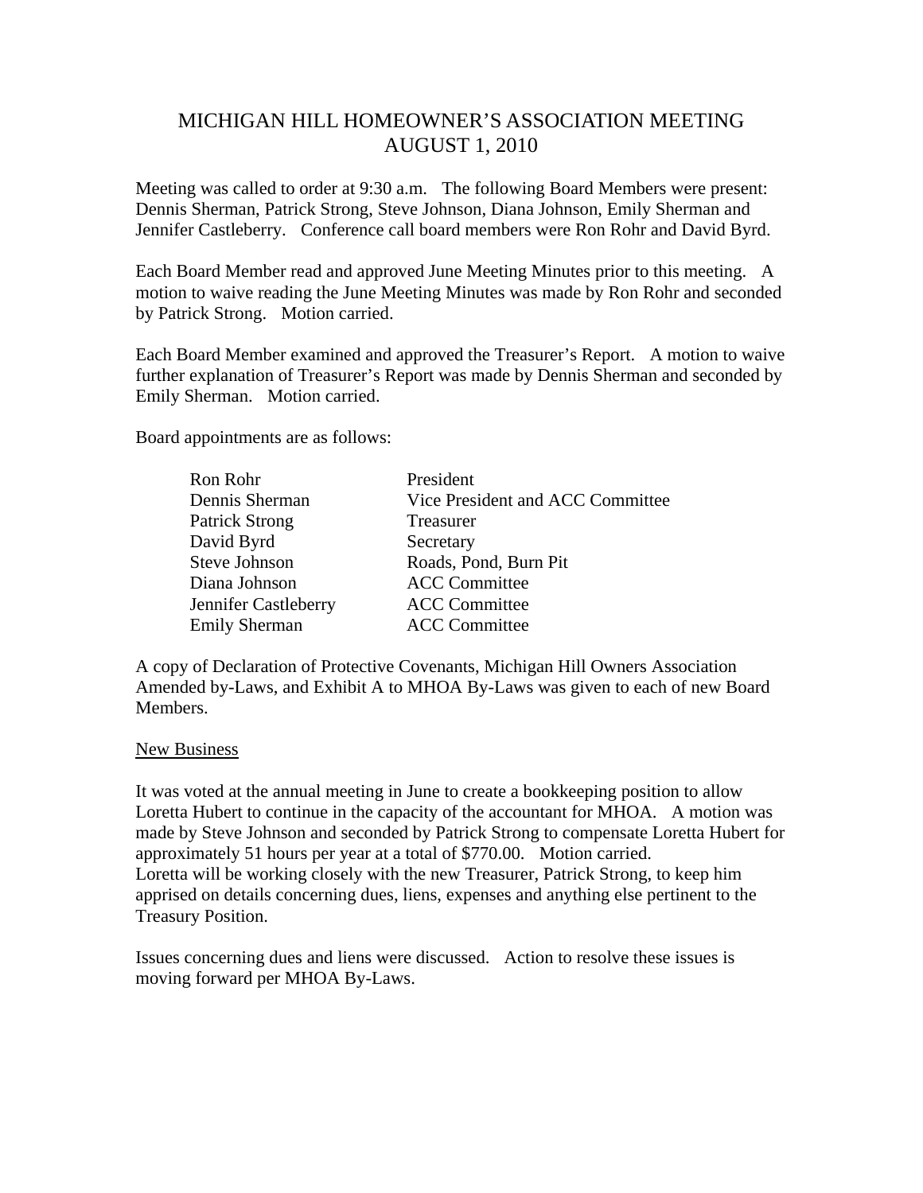# MICHIGAN HILL HOMEOWNER'S ASSOCIATION MEETING
## AUGUST 1, 2010

Meeting was called to order at 9:30 a.m. The following Board Members were present: Dennis Sherman, Patrick Strong, Steve Johnson, Diana Johnson, Emily Sherman and Jennifer Castleberry. Conference call board members were Ron Rohr and David Byrd.

Each Board Member read and approved June Meeting Minutes prior to this meeting. A motion to waive reading the June Meeting Minutes was made by Ron Rohr and seconded by Patrick Strong. Motion carried.

Each Board Member examined and approved the Treasurer's Report. A motion to waive further explanation of Treasurer's Report was made by Dennis Sherman and seconded by Emily Sherman. Motion carried.

Board appointments are as follows:

| | |
|---|---|
| Ron Rohr | President |
| Dennis Sherman | Vice President and ACC Committee |
| Patrick Strong | Treasurer |
| David Byrd | Secretary |
| Steve Johnson | Roads, Pond, Burn Pit |
| Diana Johnson | ACC Committee |
| Jennifer Castleberry | ACC Committee |
| Emily Sherman | ACC Committee |

A copy of Declaration of Protective Covenants, Michigan Hill Owners Association Amended by-Laws, and Exhibit A to MHOA By-Laws was given to each of new Board Members.

<u>New Business</u>

It was voted at the annual meeting in June to create a bookkeeping position to allow Loretta Hubert to continue in the capacity of the accountant for MHOA. A motion was made by Steve Johnson and seconded by Patrick Strong to compensate Loretta Hubert for approximately 51 hours per year at a total of $770.00. Motion carried.
Loretta will be working closely with the new Treasurer, Patrick Strong, to keep him apprised on details concerning dues, liens, expenses and anything else pertinent to the Treasury Position.

Issues concerning dues and liens were discussed. Action to resolve these issues is moving forward per MHOA By-Laws.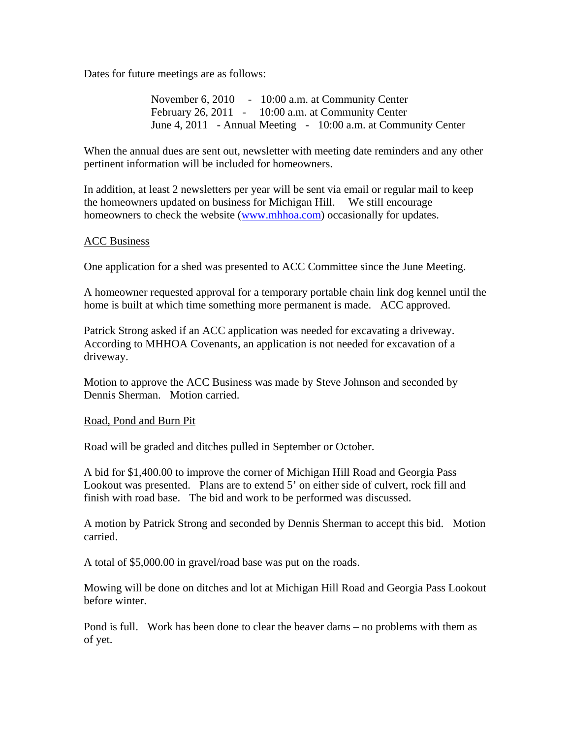Dates for future meetings are as follows:

November 6, 2010 - 10:00 a.m. at Community Center
February 26, 2011 - 10:00 a.m. at Community Center
June 4, 2011 - Annual Meeting - 10:00 a.m. at Community Center

When the annual dues are sent out, newsletter with meeting date reminders and any other pertinent information will be included for homeowners.

In addition, at least 2 newsletters per year will be sent via email or regular mail to keep the homeowners updated on business for Michigan Hill. We still encourage homeowners to check the website ([www.mhhoa.com](http://www.mhhoa.com)) occasionally for updates.

## ACC Business

One application for a shed was presented to ACC Committee since the June Meeting.

A homeowner requested approval for a temporary portable chain link dog kennel until the home is built at which time something more permanent is made. ACC approved.

Patrick Strong asked if an ACC application was needed for excavating a driveway. According to MHHOA Covenants, an application is not needed for excavation of a driveway.

Motion to approve the ACC Business was made by Steve Johnson and seconded by Dennis Sherman. Motion carried.

## Road, Pond and Burn Pit

Road will be graded and ditches pulled in September or October.

A bid for $1,400.00 to improve the corner of Michigan Hill Road and Georgia Pass Lookout was presented. Plans are to extend 5' on either side of culvert, rock fill and finish with road base. The bid and work to be performed was discussed.

A motion by Patrick Strong and seconded by Dennis Sherman to accept this bid. Motion carried.

A total of $5,000.00 in gravel/road base was put on the roads.

Mowing will be done on ditches and lot at Michigan Hill Road and Georgia Pass Lookout before winter.

Pond is full. Work has been done to clear the beaver dams – no problems with them as of yet.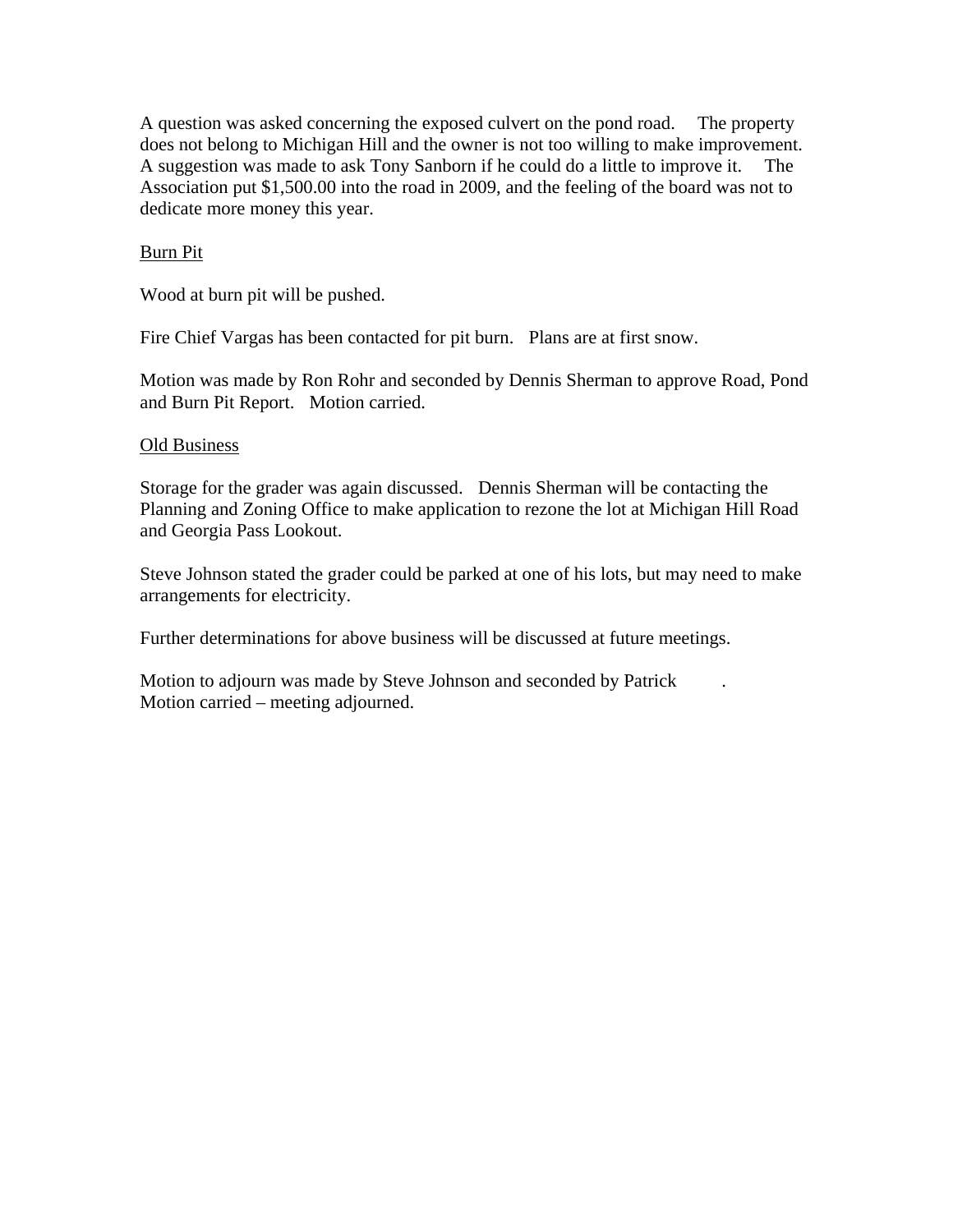A question was asked concerning the exposed culvert on the pond road. The property does not belong to Michigan Hill and the owner is not too willing to make improvement. A suggestion was made to ask Tony Sanborn if he could do a little to improve it. The Association put $1,500.00 into the road in 2009, and the feeling of the board was not to dedicate more money this year.

<u>Burn Pit</u>

Wood at burn pit will be pushed.

Fire Chief Vargas has been contacted for pit burn. Plans are at first snow.

Motion was made by Ron Rohr and seconded by Dennis Sherman to approve Road, Pond and Burn Pit Report. Motion carried.

<u>Old Business</u>

Storage for the grader was again discussed. Dennis Sherman will be contacting the Planning and Zoning Office to make application to rezone the lot at Michigan Hill Road and Georgia Pass Lookout.

Steve Johnson stated the grader could be parked at one of his lots, but may need to make arrangements for electricity.

Further determinations for above business will be discussed at future meetings.

Motion to adjourn was made by Steve Johnson and seconded by Patrick .
Motion carried – meeting adjourned.